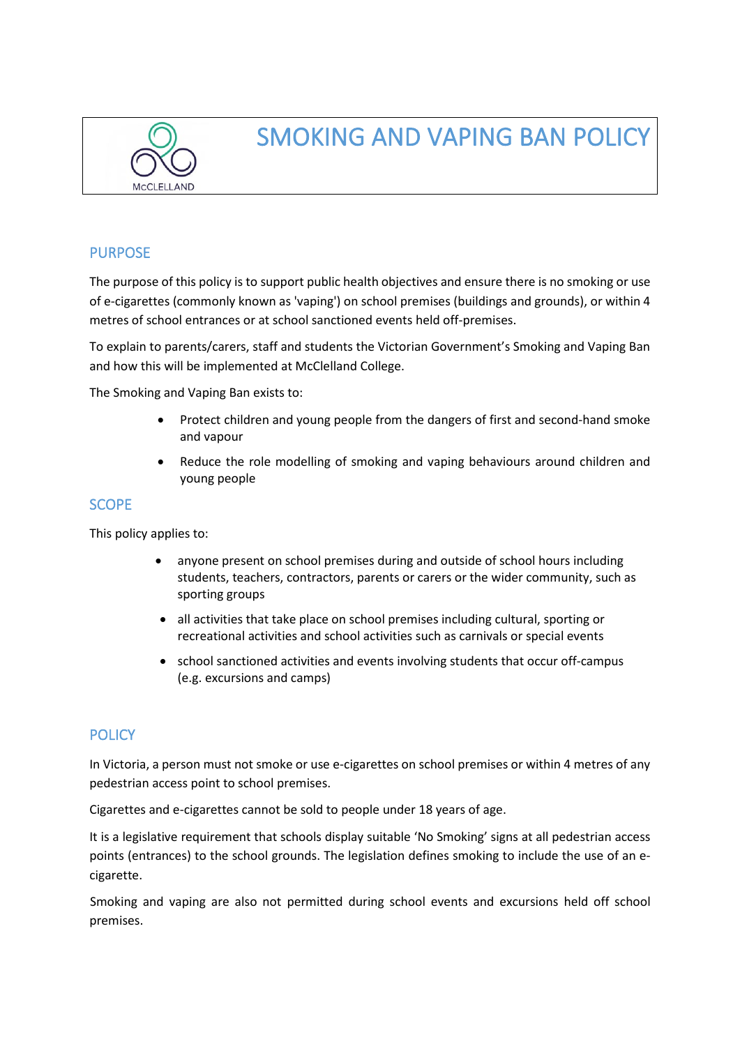McCLELLAND

# SMOKING AND VAPING BAN POLICY

## PURPOSE

The purpose of this policy is to support public health objectives and ensure there is no smoking or use of e-cigarettes (commonly known as 'vaping') on school premises (buildings and grounds), or within 4 metres of school entrances or at school sanctioned events held off-premises.

To explain to parents/carers, staff and students the Victorian Government's Smoking and Vaping Ban and how this will be implemented at McClelland College.

The Smoking and Vaping Ban exists to:

- Protect children and young people from the dangers of first and second-hand smoke and vapour
- Reduce the role modelling of smoking and vaping behaviours around children and young people

## SCOPE

This policy applies to:

- anyone present on school premises during and outside of school hours including students, teachers, contractors, parents or carers or the wider community, such as sporting groups
- all activities that take place on school premises including cultural, sporting or recreational activities and school activities such as carnivals or special events
- school sanctioned activities and events involving students that occur off-campus (e.g. excursions and camps)

## POLICY

In Victoria, a person must not smoke or use e-cigarettes on school premises or within 4 metres of any pedestrian access point to school premises.

Cigarettes and e-cigarettes cannot be sold to people under 18 years of age.

It is a legislative requirement that schools display suitable 'No Smoking' signs at all pedestrian access points (entrances) to the school grounds. The legislation defines smoking to include the use of an e-cigarette.

Smoking and vaping are also not permitted during school events and excursions held off school premises.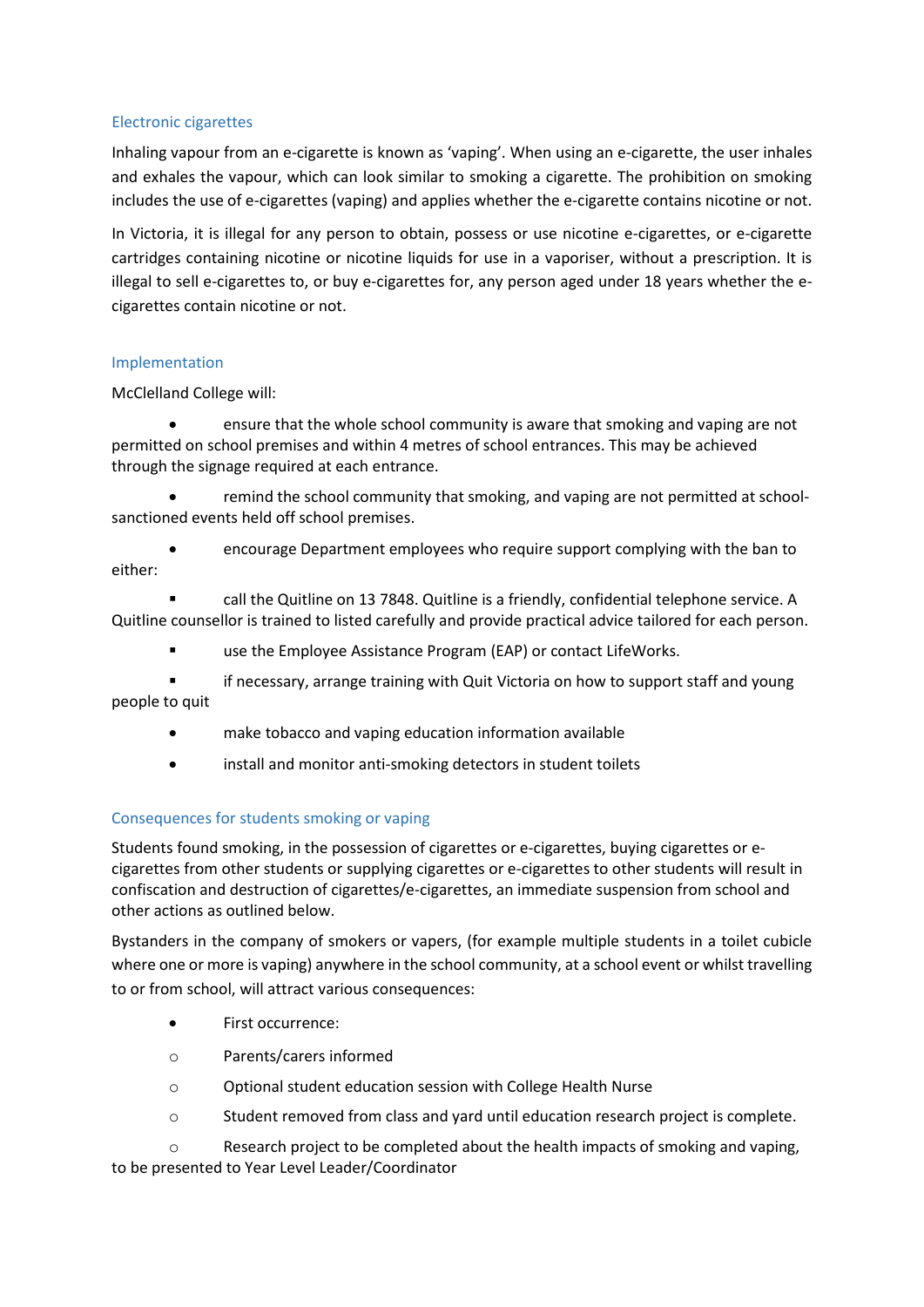### Electronic cigarettes

Inhaling vapour from an e-cigarette is known as 'vaping'. When using an e-cigarette, the user inhales and exhales the vapour, which can look similar to smoking a cigarette. The prohibition on smoking includes the use of e-cigarettes (vaping) and applies whether the e-cigarette contains nicotine or not.

In Victoria, it is illegal for any person to obtain, possess or use nicotine e-cigarettes, or e-cigarette cartridges containing nicotine or nicotine liquids for use in a vaporiser, without a prescription. It is illegal to sell e-cigarettes to, or buy e-cigarettes for, any person aged under 18 years whether the e-cigarettes contain nicotine or not.

### Implementation

McClelland College will:

- ensure that the whole school community is aware that smoking and vaping are not permitted on school premises and within 4 metres of school entrances. This may be achieved through the signage required at each entrance.
- remind the school community that smoking, and vaping are not permitted at school-sanctioned events held off school premises.
- encourage Department employees who require support complying with the ban to either:
    - call the Quitline on 13 7848. Quitline is a friendly, confidential telephone service. A Quitline counsellor is trained to listed carefully and provide practical advice tailored for each person.
    - use the Employee Assistance Program (EAP) or contact LifeWorks.
    - if necessary, arrange training with Quit Victoria on how to support staff and young people to quit
- make tobacco and vaping education information available
- install and monitor anti-smoking detectors in student toilets

### Consequences for students smoking or vaping

Students found smoking, in the possession of cigarettes or e-cigarettes, buying cigarettes or e-cigarettes from other students or supplying cigarettes or e-cigarettes to other students will result in confiscation and destruction of cigarettes/e-cigarettes, an immediate suspension from school and other actions as outlined below.

Bystanders in the company of smokers or vapers, (for example multiple students in a toilet cubicle where one or more is vaping) anywhere in the school community, at a school event or whilst travelling to or from school, will attract various consequences:

- First occurrence:
    - Parents/carers informed
    - Optional student education session with College Health Nurse
    - Student removed from class and yard until education research project is complete.
    - Research project to be completed about the health impacts of smoking and vaping, to be presented to Year Level Leader/Coordinator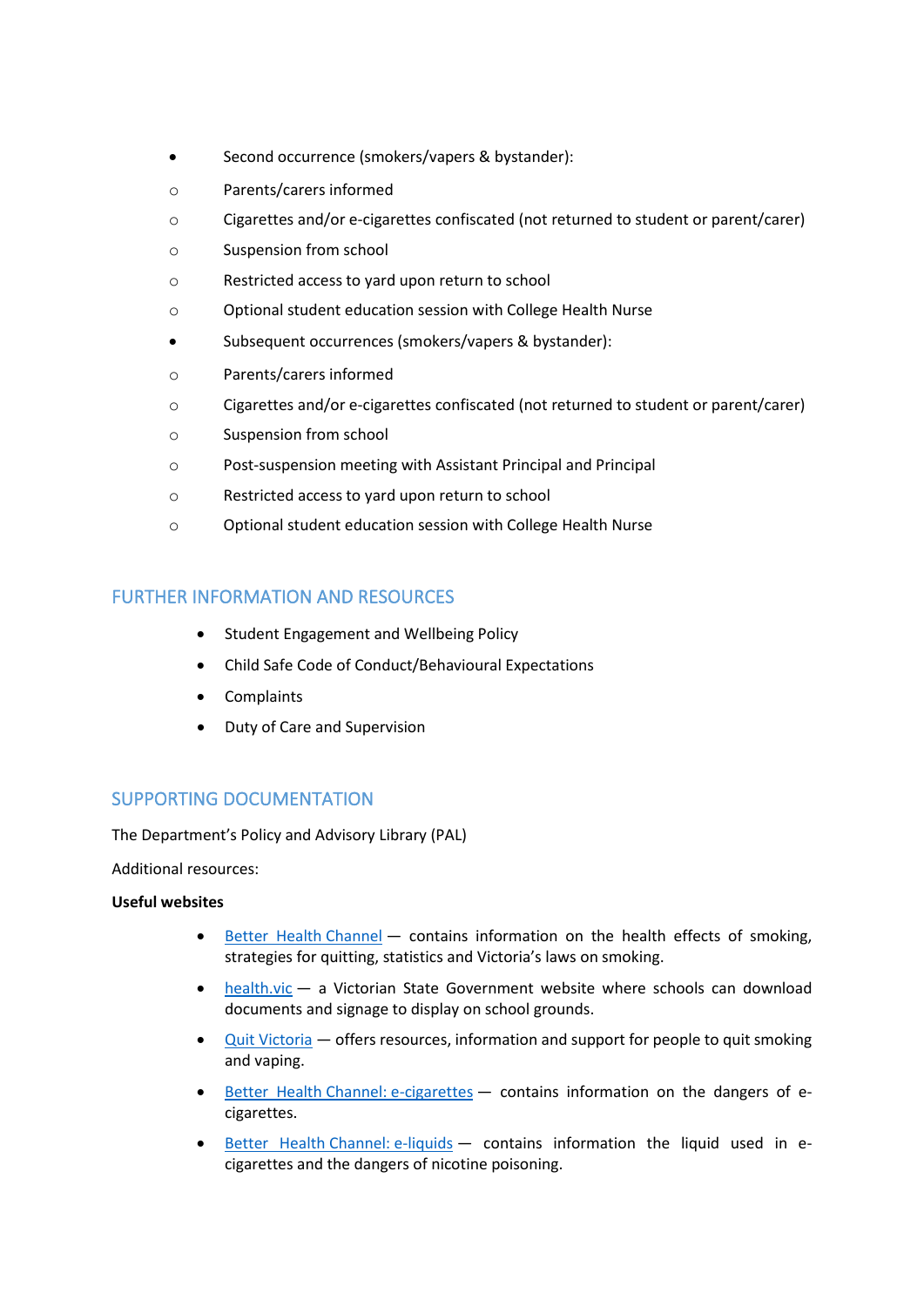- Second occurrence (smokers/vapers & bystander):
  - Parents/carers informed
  - Cigarettes and/or e-cigarettes confiscated (not returned to student or parent/carer)
  - Suspension from school
  - Restricted access to yard upon return to school
  - Optional student education session with College Health Nurse
- Subsequent occurrences (smokers/vapers & bystander):
  - Parents/carers informed
  - Cigarettes and/or e-cigarettes confiscated (not returned to student or parent/carer)
  - Suspension from school
  - Post-suspension meeting with Assistant Principal and Principal
  - Restricted access to yard upon return to school
  - Optional student education session with College Health Nurse

## FURTHER INFORMATION AND RESOURCES

- Student Engagement and Wellbeing Policy
- Child Safe Code of Conduct/Behavioural Expectations
- Complaints
- Duty of Care and Supervision

## SUPPORTING DOCUMENTATION

The Department's Policy and Advisory Library (PAL)

Additional resources:

**Useful websites**

- Better Health Channel — contains information on the health effects of smoking, strategies for quitting, statistics and Victoria's laws on smoking.
- health.vic — a Victorian State Government website where schools can download documents and signage to display on school grounds.
- Quit Victoria — offers resources, information and support for people to quit smoking and vaping.
- Better Health Channel: e-cigarettes — contains information on the dangers of e-cigarettes.
- Better Health Channel: e-liquids — contains information the liquid used in e-cigarettes and the dangers of nicotine poisoning.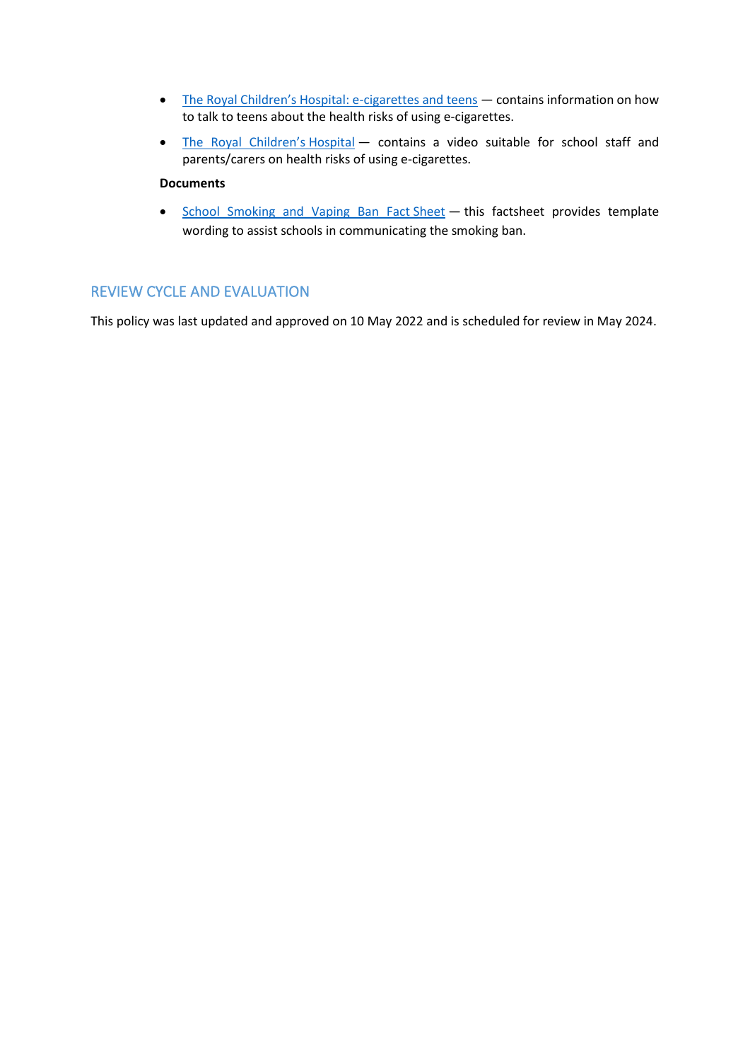- The Royal Children's Hospital: e-cigarettes and teens — contains information on how to talk to teens about the health risks of using e-cigarettes.
- The Royal Children's Hospital — contains a video suitable for school staff and parents/carers on health risks of using e-cigarettes.

**Documents**

- School Smoking and Vaping Ban Fact Sheet — this factsheet provides template wording to assist schools in communicating the smoking ban.

## REVIEW CYCLE AND EVALUATION

This policy was last updated and approved on 10 May 2022 and is scheduled for review in May 2024.